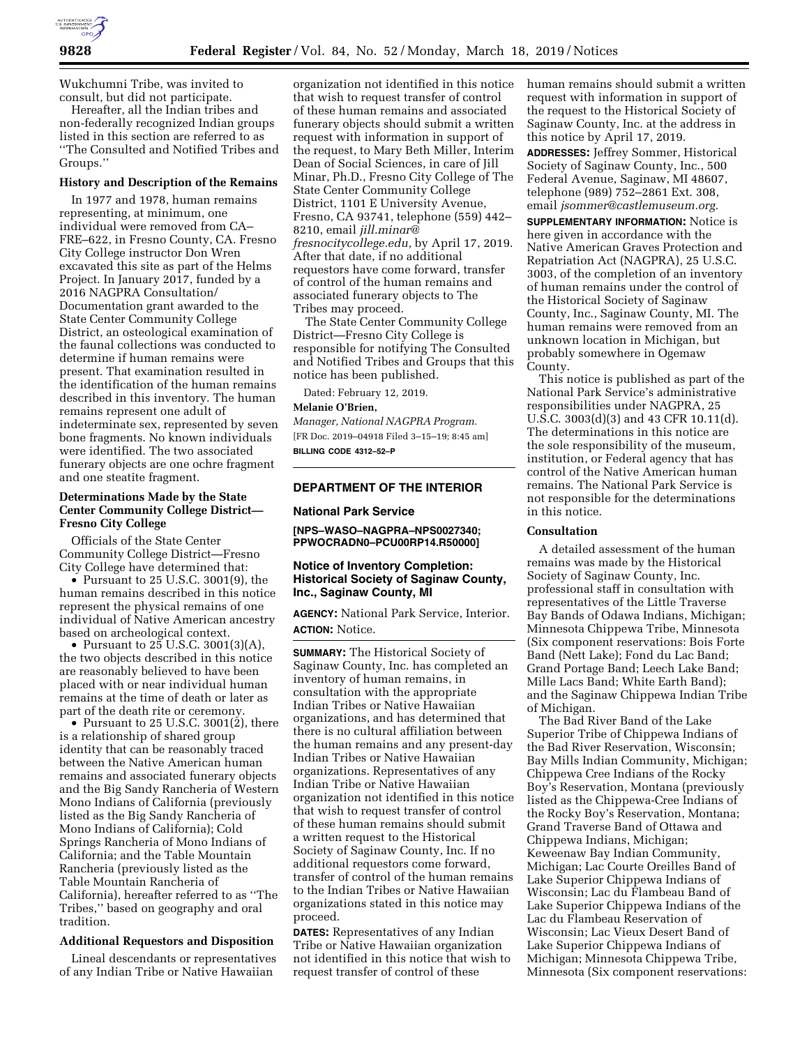Wukchumni Tribe, was invited to consult, but did not participate.

Hereafter, all the Indian tribes and non-federally recognized Indian groups listed in this section are referred to as ''The Consulted and Notified Tribes and Groups.''

### History and Description of the Remains

In 1977 and 1978, human remains representing, at minimum, one individual were removed from CA–FRE–622, in Fresno County, CA. Fresno City College instructor Don Wren excavated this site as part of the Helms Project. In January 2017, funded by a 2016 NAGPRA Consultation/Documentation grant awarded to the State Center Community College District, an osteological examination of the faunal collections was conducted to determine if human remains were present. That examination resulted in the identification of the human remains described in this inventory. The human remains represent one adult of indeterminate sex, represented by seven bone fragments. No known individuals were identified. The two associated funerary objects are one ochre fragment and one steatite fragment.

### Determinations Made by the State Center Community College District—Fresno City College

Officials of the State Center Community College District—Fresno City College have determined that:

- Pursuant to 25 U.S.C. 3001(9), the human remains described in this notice represent the physical remains of one individual of Native American ancestry based on archeological context.
- Pursuant to 25 U.S.C. 3001(3)(A), the two objects described in this notice are reasonably believed to have been placed with or near individual human remains at the time of death or later as part of the death rite or ceremony.
- Pursuant to 25 U.S.C. 3001(2), there is a relationship of shared group identity that can be reasonably traced between the Native American human remains and associated funerary objects and the Big Sandy Rancheria of Western Mono Indians of California (previously listed as the Big Sandy Rancheria of Mono Indians of California); Cold Springs Rancheria of Mono Indians of California; and the Table Mountain Rancheria (previously listed as the Table Mountain Rancheria of California), hereafter referred to as ''The Tribes,'' based on geography and oral tradition.

### Additional Requestors and Disposition

Lineal descendants or representatives of any Indian Tribe or Native Hawaiian organization not identified in this notice that wish to request transfer of control of these human remains and associated funerary objects should submit a written request with information in support of the request, to Mary Beth Miller, Interim Dean of Social Sciences, in care of Jill Minar, Ph.D., Fresno City College of The State Center Community College District, 1101 E University Avenue, Fresno, CA 93741, telephone (559) 442–8210, email *jill.minar@fresnocitycollege.edu,* by April 17, 2019. After that date, if no additional requestors have come forward, transfer of control of the human remains and associated funerary objects to The Tribes may proceed.

The State Center Community College District—Fresno City College is responsible for notifying The Consulted and Notified Tribes and Groups that this notice has been published.

Dated: February 12, 2019.

**Melanie O'Brien,**

*Manager, National NAGPRA Program.*

[FR Doc. 2019–04918 Filed 3–15–19; 8:45 am]

**BILLING CODE 4312–52–P**

---

## DEPARTMENT OF THE INTERIOR

### National Park Service

**[NPS–WASO–NAGPRA–NPS0027340; PPWOCRADN0–PCU00RP14.R50000]**

### Notice of Inventory Completion: Historical Society of Saginaw County, Inc., Saginaw County, MI

**AGENCY:** National Park Service, Interior.

**ACTION:** Notice.

**SUMMARY:** The Historical Society of Saginaw County, Inc. has completed an inventory of human remains, in consultation with the appropriate Indian Tribes or Native Hawaiian organizations, and has determined that there is no cultural affiliation between the human remains and any present-day Indian Tribes or Native Hawaiian organizations. Representatives of any Indian Tribe or Native Hawaiian organization not identified in this notice that wish to request transfer of control of these human remains should submit a written request to the Historical Society of Saginaw County, Inc. If no additional requestors come forward, transfer of control of the human remains to the Indian Tribes or Native Hawaiian organizations stated in this notice may proceed.

**DATES:** Representatives of any Indian Tribe or Native Hawaiian organization not identified in this notice that wish to request transfer of control of these human remains should submit a written request with information in support of the request to the Historical Society of Saginaw County, Inc. at the address in this notice by April 17, 2019.

**ADDRESSES:** Jeffrey Sommer, Historical Society of Saginaw County, Inc., 500 Federal Avenue, Saginaw, MI 48607, telephone (989) 752–2861 Ext. 308, email *jsommer@castlemuseum.org.*

**SUPPLEMENTARY INFORMATION:** Notice is here given in accordance with the Native American Graves Protection and Repatriation Act (NAGPRA), 25 U.S.C. 3003, of the completion of an inventory of human remains under the control of the Historical Society of Saginaw County, Inc., Saginaw County, MI. The human remains were removed from an unknown location in Michigan, but probably somewhere in Ogemaw County.

This notice is published as part of the National Park Service's administrative responsibilities under NAGPRA, 25 U.S.C. 3003(d)(3) and 43 CFR 10.11(d). The determinations in this notice are the sole responsibility of the museum, institution, or Federal agency that has control of the Native American human remains. The National Park Service is not responsible for the determinations in this notice.

### Consultation

A detailed assessment of the human remains was made by the Historical Society of Saginaw County, Inc. professional staff in consultation with representatives of the Little Traverse Bay Bands of Odawa Indians, Michigan; Minnesota Chippewa Tribe, Minnesota (Six component reservations: Bois Forte Band (Nett Lake); Fond du Lac Band; Grand Portage Band; Leech Lake Band; Mille Lacs Band; White Earth Band); and the Saginaw Chippewa Indian Tribe of Michigan.

The Bad River Band of the Lake Superior Tribe of Chippewa Indians of the Bad River Reservation, Wisconsin; Bay Mills Indian Community, Michigan; Chippewa Cree Indians of the Rocky Boy's Reservation, Montana (previously listed as the Chippewa-Cree Indians of the Rocky Boy's Reservation, Montana; Grand Traverse Band of Ottawa and Chippewa Indians, Michigan; Keweenaw Bay Indian Community, Michigan; Lac Courte Oreilles Band of Lake Superior Chippewa Indians of Wisconsin; Lac du Flambeau Band of Lake Superior Chippewa Indians of the Lac du Flambeau Reservation of Wisconsin; Lac Vieux Desert Band of Lake Superior Chippewa Indians of Michigan; Minnesota Chippewa Tribe, Minnesota (Six component reservations: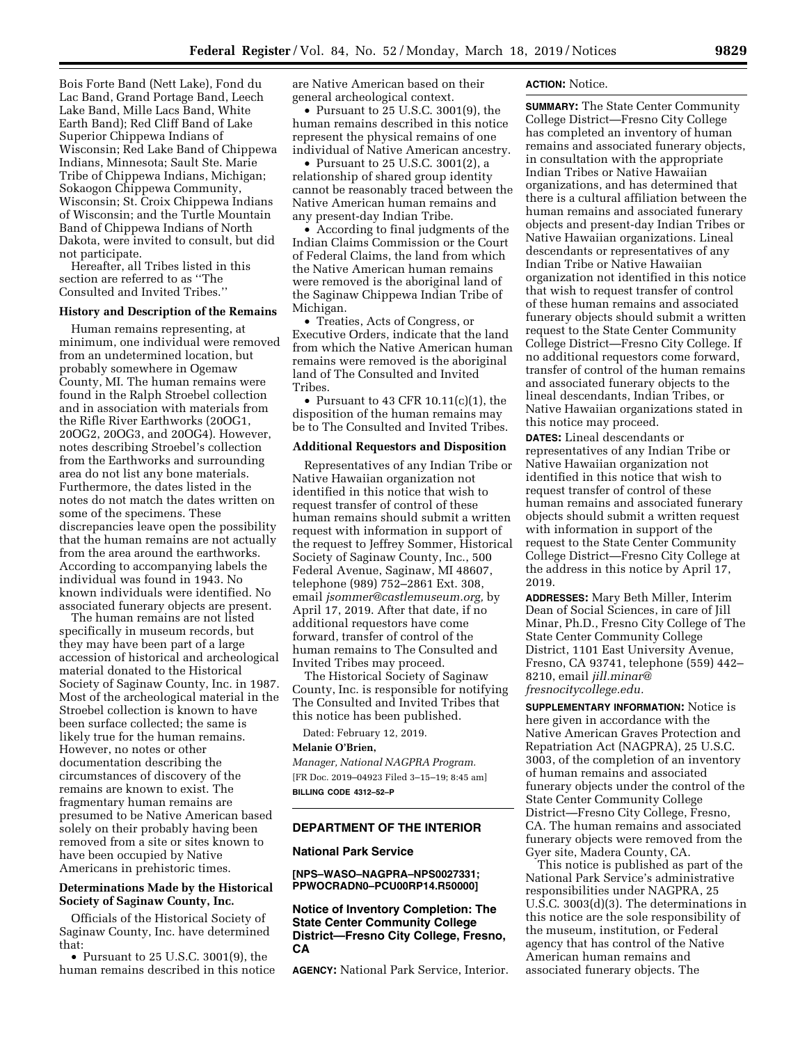Bois Forte Band (Nett Lake), Fond du Lac Band, Grand Portage Band, Leech Lake Band, Mille Lacs Band, White Earth Band); Red Cliff Band of Lake Superior Chippewa Indians of Wisconsin; Red Lake Band of Chippewa Indians, Minnesota; Sault Ste. Marie Tribe of Chippewa Indians, Michigan; Sokaogon Chippewa Community, Wisconsin; St. Croix Chippewa Indians of Wisconsin; and the Turtle Mountain Band of Chippewa Indians of North Dakota, were invited to consult, but did not participate.

Hereafter, all Tribes listed in this section are referred to as ''The Consulted and Invited Tribes.''

### History and Description of the Remains

Human remains representing, at minimum, one individual were removed from an undetermined location, but probably somewhere in Ogemaw County, MI. The human remains were found in the Ralph Stroebel collection and in association with materials from the Rifle River Earthworks (20OG1, 20OG2, 20OG3, and 20OG4). However, notes describing Stroebel's collection from the Earthworks and surrounding area do not list any bone materials. Furthermore, the dates listed in the notes do not match the dates written on some of the specimens. These discrepancies leave open the possibility that the human remains are not actually from the area around the earthworks. According to accompanying labels the individual was found in 1943. No known individuals were identified. No associated funerary objects are present.

The human remains are not listed specifically in museum records, but they may have been part of a large accession of historical and archeological material donated to the Historical Society of Saginaw County, Inc. in 1987. Most of the archeological material in the Stroebel collection is known to have been surface collected; the same is likely true for the human remains. However, no notes or other documentation describing the circumstances of discovery of the remains are known to exist. The fragmentary human remains are presumed to be Native American based solely on their probably having been removed from a site or sites known to have been occupied by Native Americans in prehistoric times.

### Determinations Made by the Historical Society of Saginaw County, Inc.

Officials of the Historical Society of Saginaw County, Inc. have determined that:

- Pursuant to 25 U.S.C. 3001(9), the human remains described in this notice are Native American based on their general archeological context.
- Pursuant to 25 U.S.C. 3001(9), the human remains described in this notice represent the physical remains of one individual of Native American ancestry.
- Pursuant to 25 U.S.C. 3001(2), a relationship of shared group identity cannot be reasonably traced between the Native American human remains and any present-day Indian Tribe.
- According to final judgments of the Indian Claims Commission or the Court of Federal Claims, the land from which the Native American human remains were removed is the aboriginal land of the Saginaw Chippewa Indian Tribe of Michigan.
- Treaties, Acts of Congress, or Executive Orders, indicate that the land from which the Native American human remains were removed is the aboriginal land of The Consulted and Invited Tribes.
- Pursuant to 43 CFR 10.11(c)(1), the disposition of the human remains may be to The Consulted and Invited Tribes.

### Additional Requestors and Disposition

Representatives of any Indian Tribe or Native Hawaiian organization not identified in this notice that wish to request transfer of control of these human remains should submit a written request with information in support of the request to Jeffrey Sommer, Historical Society of Saginaw County, Inc., 500 Federal Avenue, Saginaw, MI 48607, telephone (989) 752–2861 Ext. 308, email *jsommer@castlemuseum.org,* by April 17, 2019. After that date, if no additional requestors have come forward, transfer of control of the human remains to The Consulted and Invited Tribes may proceed.

The Historical Society of Saginaw County, Inc. is responsible for notifying The Consulted and Invited Tribes that this notice has been published.

Dated: February 12, 2019.

**Melanie O'Brien,**

*Manager, National NAGPRA Program.*

[FR Doc. 2019–04923 Filed 3–15–19; 8:45 am]

**BILLING CODE 4312–52–P**

---

## DEPARTMENT OF THE INTERIOR

### National Park Service

**[NPS–WASO–NAGPRA–NPS0027331; PPWOCRADN0–PCU00RP14.R50000]**

## Notice of Inventory Completion: The State Center Community College District—Fresno City College, Fresno, CA

**AGENCY:** National Park Service, Interior.

**ACTION:** Notice.

**SUMMARY:** The State Center Community College District—Fresno City College has completed an inventory of human remains and associated funerary objects, in consultation with the appropriate Indian Tribes or Native Hawaiian organizations, and has determined that there is a cultural affiliation between the human remains and associated funerary objects and present-day Indian Tribes or Native Hawaiian organizations. Lineal descendants or representatives of any Indian Tribe or Native Hawaiian organization not identified in this notice that wish to request transfer of control of these human remains and associated funerary objects should submit a written request to the State Center Community College District—Fresno City College. If no additional requestors come forward, transfer of control of the human remains and associated funerary objects to the lineal descendants, Indian Tribes, or Native Hawaiian organizations stated in this notice may proceed.

**DATES:** Lineal descendants or representatives of any Indian Tribe or Native Hawaiian organization not identified in this notice that wish to request transfer of control of these human remains and associated funerary objects should submit a written request with information in support of the request to the State Center Community College District—Fresno City College at the address in this notice by April 17, 2019.

**ADDRESSES:** Mary Beth Miller, Interim Dean of Social Sciences, in care of Jill Minar, Ph.D., Fresno City College of The State Center Community College District, 1101 East University Avenue, Fresno, CA 93741, telephone (559) 442–8210, email *jill.minar@fresnocitycollege.edu.*

**SUPPLEMENTARY INFORMATION:** Notice is here given in accordance with the Native American Graves Protection and Repatriation Act (NAGPRA), 25 U.S.C. 3003, of the completion of an inventory of human remains and associated funerary objects under the control of the State Center Community College District—Fresno City College, Fresno, CA. The human remains and associated funerary objects were removed from the Gyer site, Madera County, CA.

This notice is published as part of the National Park Service's administrative responsibilities under NAGPRA, 25 U.S.C. 3003(d)(3). The determinations in this notice are the sole responsibility of the museum, institution, or Federal agency that has control of the Native American human remains and associated funerary objects. The